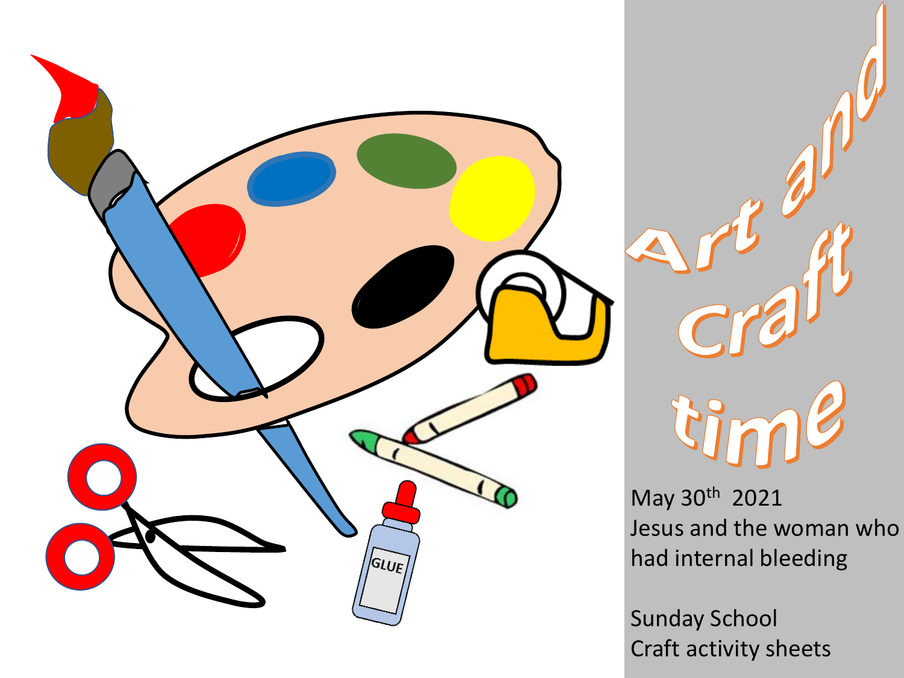# Art and Craft time

May 30th 2021
Jesus and the woman who had internal bleeding

Sunday School
Craft activity sheets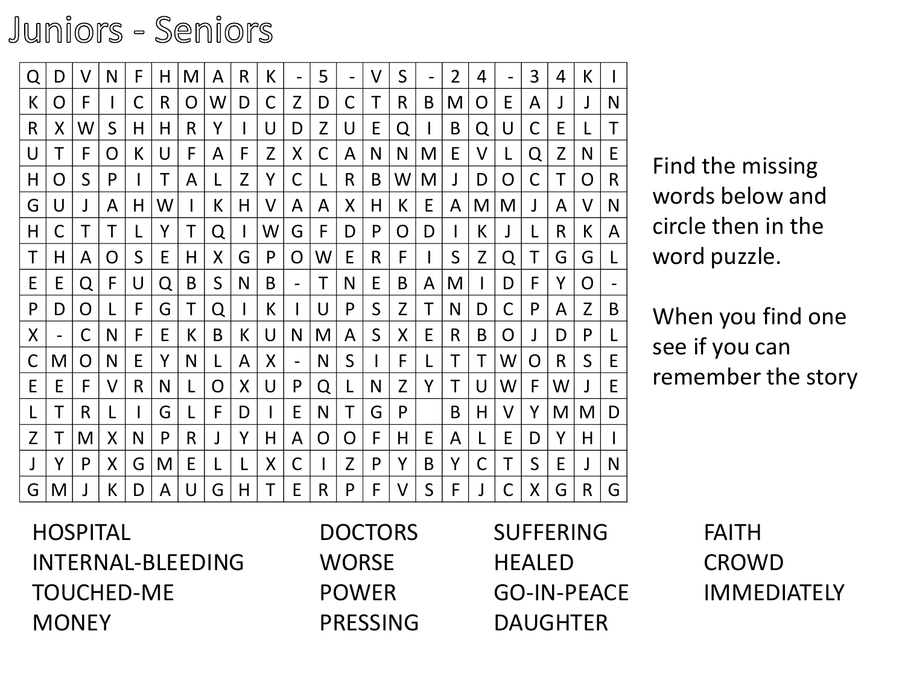# Juniors - Seniors

| | | | | | | | | | | | | | | | | | | | | | | |
|---|---|---|---|---|---|---|---|---|---|---|---|---|---|---|---|---|---|---|---|---|---|---|
| Q | D | V | N | F | H | M | A | R | K | - | 5 | - | V | S | - | 2 | 4 | - | 3 | 4 | K | I |
| K | O | F | I | C | R | O | W | D | C | Z | D | C | T | R | B | M | O | E | A | J | J | N |
| R | X | W | S | H | H | R | Y | I | U | D | Z | U | E | Q | I | B | Q | U | C | E | L | T |
| U | T | F | O | K | U | F | A | F | Z | X | C | A | N | N | M | E | V | L | Q | Z | N | E |
| H | O | S | P | I | T | A | L | Z | Y | C | L | R | B | W | M | J | D | O | C | T | O | R |
| G | U | J | A | H | W | I | K | H | V | A | A | X | H | K | E | A | M | M | J | A | V | N |
| H | C | T | T | L | Y | T | Q | I | W | G | F | D | P | O | D | I | K | J | L | R | K | A |
| T | H | A | O | S | E | H | X | G | P | O | W | E | R | F | I | S | Z | Q | T | G | G | L |
| E | E | Q | F | U | Q | B | S | N | B | - | T | N | E | B | A | M | I | D | F | Y | O | - |
| P | D | O | L | F | G | T | Q | I | K | I | U | P | S | Z | T | N | D | C | P | A | Z | B |
| X | - | C | N | F | E | K | B | K | U | N | M | A | S | X | E | R | B | O | J | D | P | L |
| C | M | O | N | E | Y | N | L | A | X | - | N | S | I | F | L | T | T | W | O | R | S | E |
| E | E | F | V | R | N | L | O | X | U | P | Q | L | N | Z | Y | T | U | W | F | W | J | E |
| L | T | R | L | I | G | L | F | D | I | E | N | T | G | P | | B | H | V | Y | M | M | D |
| Z | T | M | X | N | P | R | J | Y | H | A | O | O | F | H | E | A | L | E | D | Y | H | I |
| J | Y | P | X | G | M | E | L | L | X | C | I | Z | P | Y | B | Y | C | T | S | E | J | N |
| G | M | J | K | D | A | U | G | H | T | E | R | P | F | V | S | F | J | C | X | G | R | G |

Find the missing words below and circle then in the word puzzle.

When you find one see if you can remember the story

| | | | |
|---|---|---|---|
| HOSPITAL | DOCTORS | SUFFERING | FAITH |
| INTERNAL-BLEEDING | WORSE | HEALED | CROWD |
| TOUCHED-ME | POWER | GO-IN-PEACE | IMMEDIATELY |
| MONEY | PRESSING | DAUGHTER | |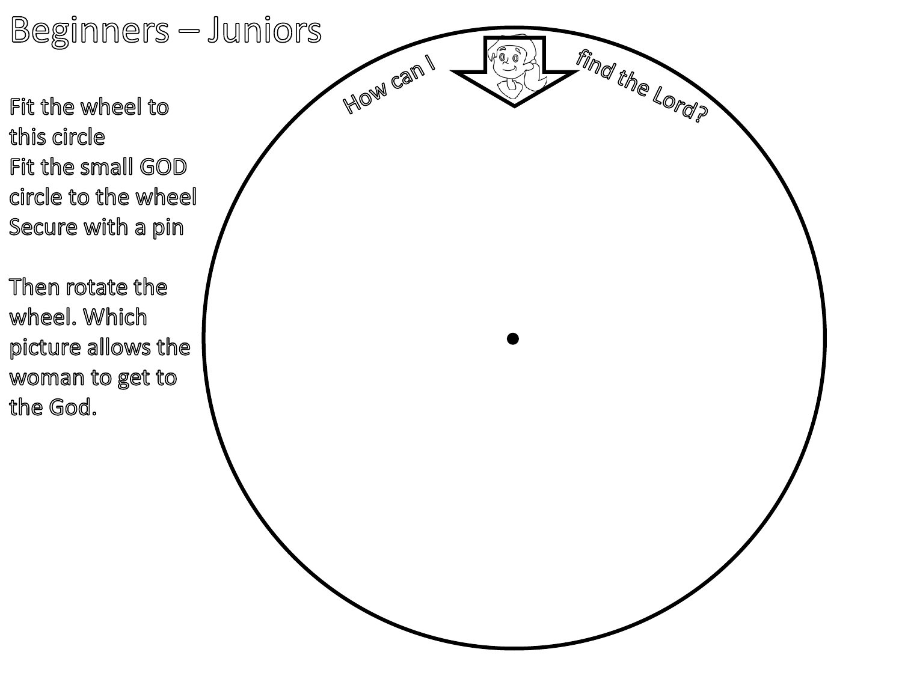# Beginners – Juniors

Fit the wheel to this circle
Fit the small GOD circle to the wheel
Secure with a pin

Then rotate the wheel. Which picture allows the woman to get to the God.

How can I find the Lord?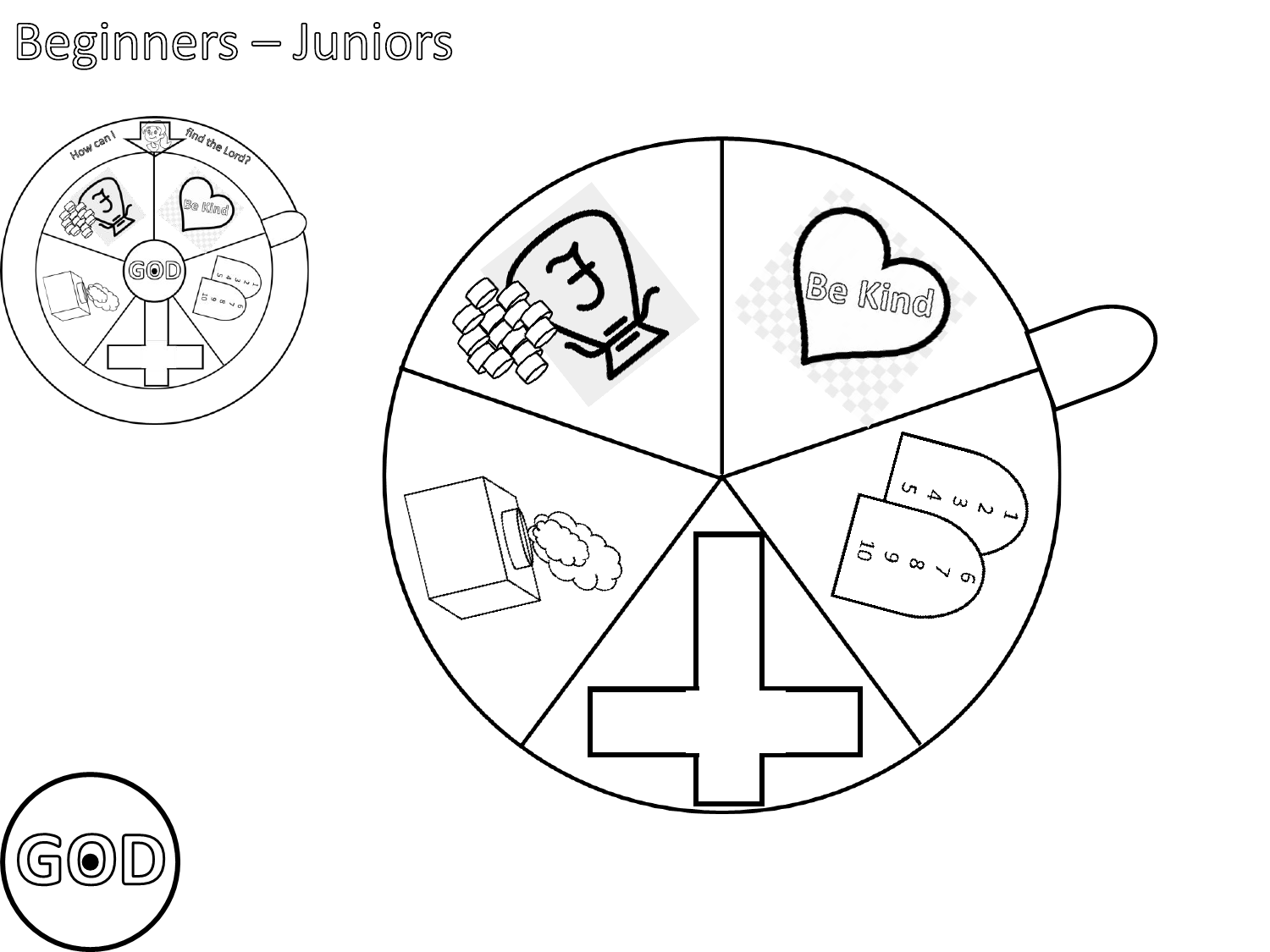# Beginners – Juniors

How can I find the Lord?

Be Kind

GOD

1 2 3 4 5

6 7 8 9 10

GOD